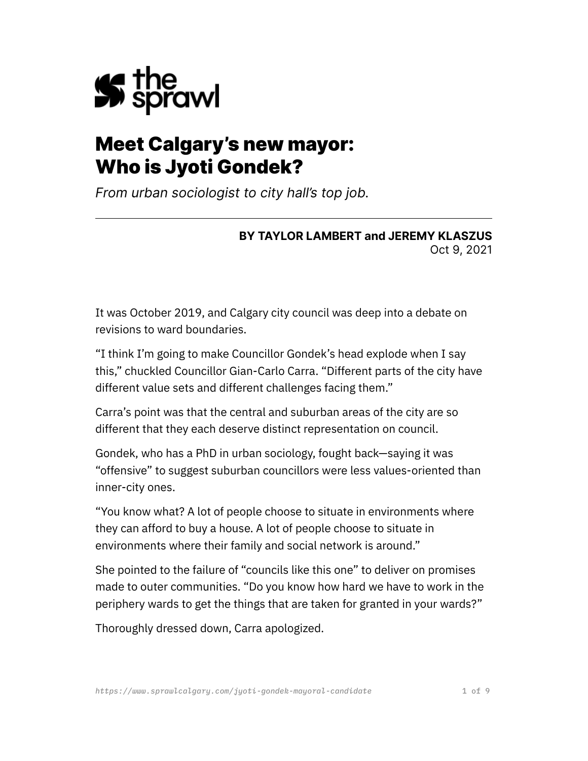the sprawl

# Meet Calgary's new mayor: Who is Jyoti Gondek?

*From urban sociologist to city hall's top job.*

---

**BY TAYLOR LAMBERT and JEREMY KLASZUS**
Oct 9, 2021

It was October 2019, and Calgary city council was deep into a debate on revisions to ward boundaries.

"I think I'm going to make Councillor Gondek's head explode when I say this," chuckled Councillor Gian-Carlo Carra. "Different parts of the city have different value sets and different challenges facing them."

Carra's point was that the central and suburban areas of the city are so different that they each deserve distinct representation on council.

Gondek, who has a PhD in urban sociology, fought back—saying it was "offensive" to suggest suburban councillors were less values-oriented than inner-city ones.

"You know what? A lot of people choose to situate in environments where they can afford to buy a house. A lot of people choose to situate in environments where their family and social network is around."

She pointed to the failure of "councils like this one" to deliver on promises made to outer communities. "Do you know how hard we have to work in the periphery wards to get the things that are taken for granted in your wards?"

Thoroughly dressed down, Carra apologized.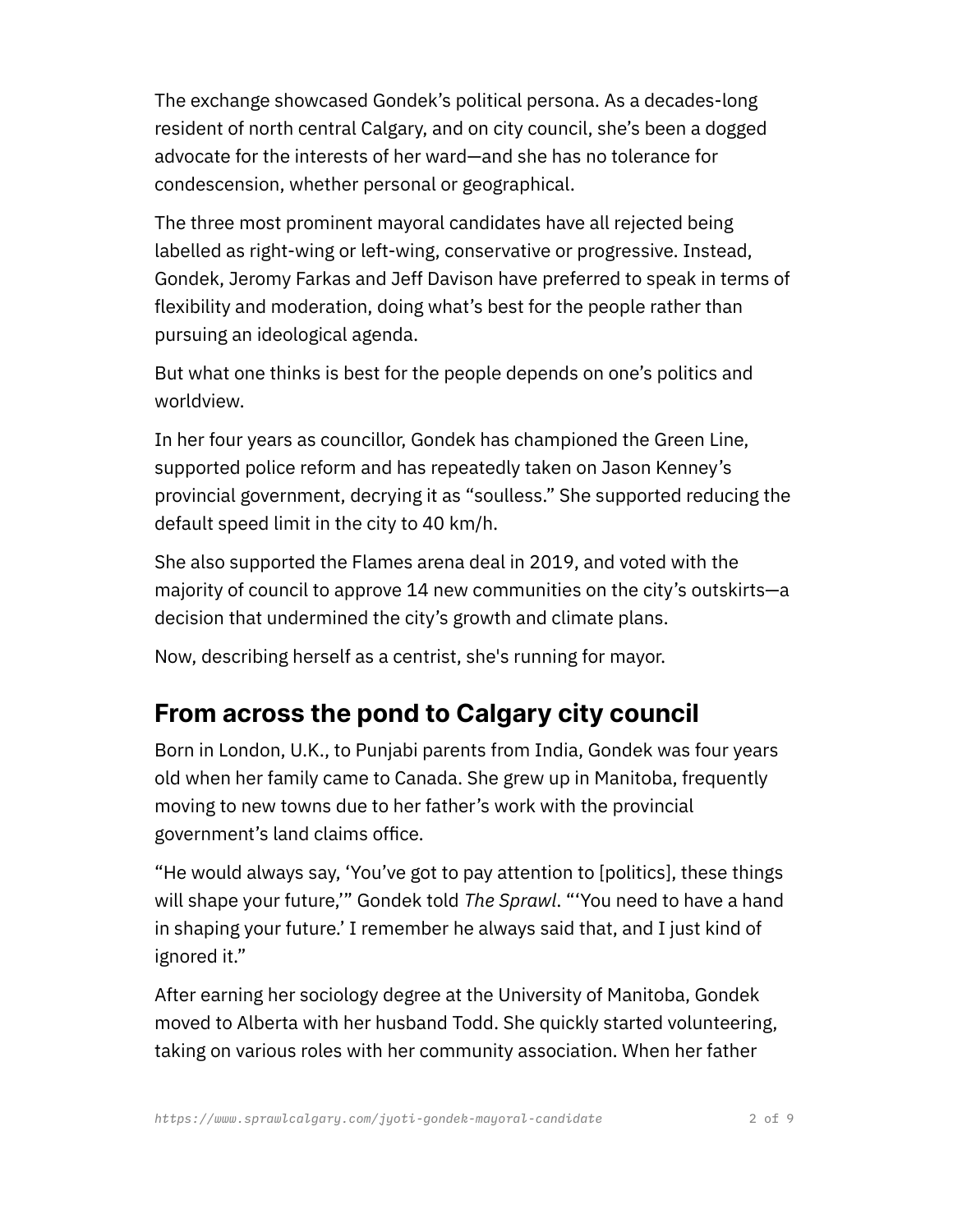The exchange showcased Gondek's political persona. As a decades-long resident of north central Calgary, and on city council, she's been a dogged advocate for the interests of her ward—and she has no tolerance for condescension, whether personal or geographical.

The three most prominent mayoral candidates have all rejected being labelled as right-wing or left-wing, conservative or progressive. Instead, Gondek, Jeromy Farkas and Jeff Davison have preferred to speak in terms of flexibility and moderation, doing what's best for the people rather than pursuing an ideological agenda.

But what one thinks is best for the people depends on one's politics and worldview.

In her four years as councillor, Gondek has championed the Green Line, supported police reform and has repeatedly taken on Jason Kenney's provincial government, decrying it as "soulless." She supported reducing the default speed limit in the city to 40 km/h.

She also supported the Flames arena deal in 2019, and voted with the majority of council to approve 14 new communities on the city's outskirts—a decision that undermined the city's growth and climate plans.

Now, describing herself as a centrist, she's running for mayor.

## From across the pond to Calgary city council

Born in London, U.K., to Punjabi parents from India, Gondek was four years old when her family came to Canada. She grew up in Manitoba, frequently moving to new towns due to her father's work with the provincial government's land claims office.

"He would always say, 'You've got to pay attention to [politics], these things will shape your future,'" Gondek told *The Sprawl*. "'You need to have a hand in shaping your future.' I remember he always said that, and I just kind of ignored it."

After earning her sociology degree at the University of Manitoba, Gondek moved to Alberta with her husband Todd. She quickly started volunteering, taking on various roles with her community association. When her father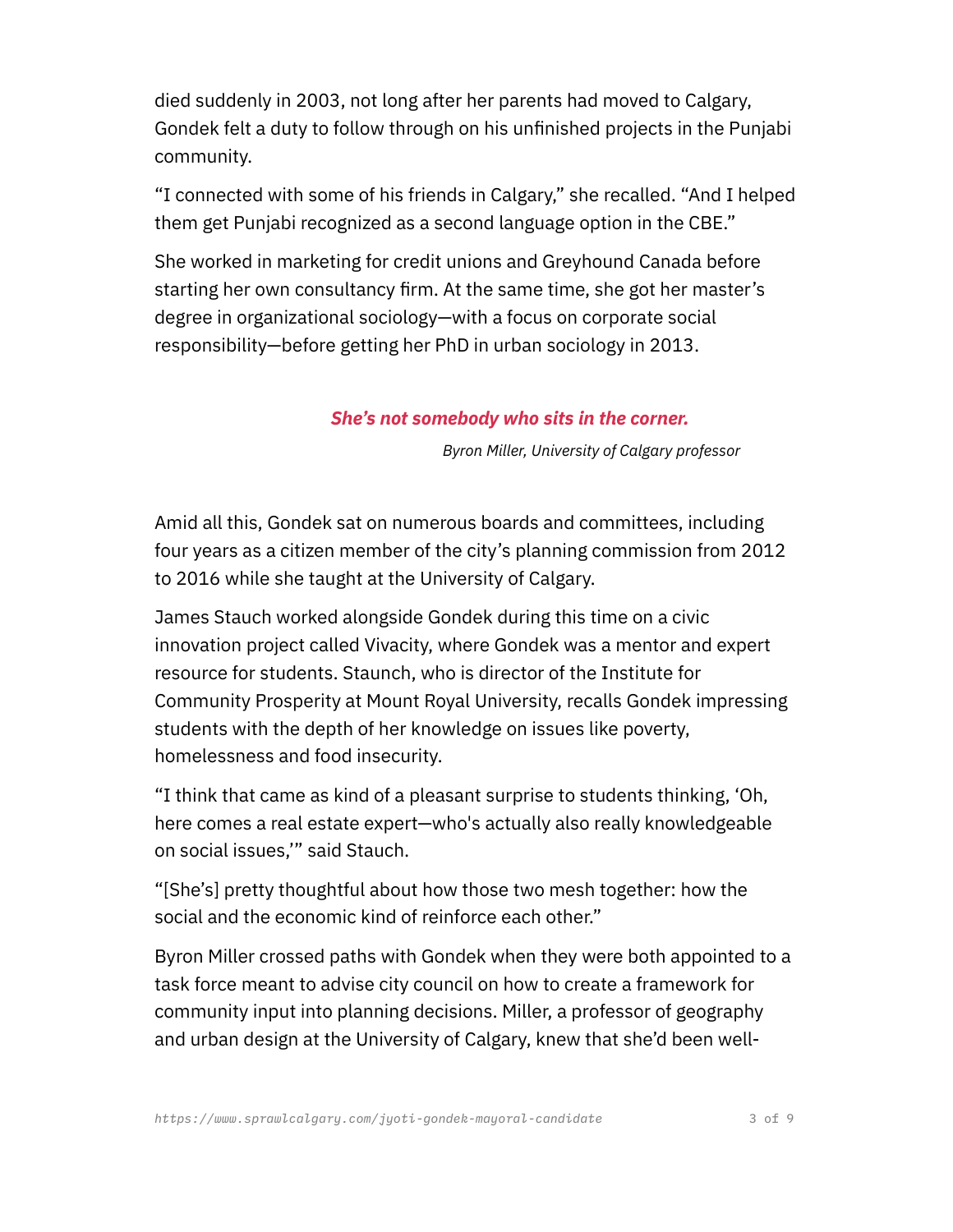died suddenly in 2003, not long after her parents had moved to Calgary, Gondek felt a duty to follow through on his unfinished projects in the Punjabi community.

"I connected with some of his friends in Calgary," she recalled. "And I helped them get Punjabi recognized as a second language option in the CBE."

She worked in marketing for credit unions and Greyhound Canada before starting her own consultancy firm. At the same time, she got her master's degree in organizational sociology—with a focus on corporate social responsibility—before getting her PhD in urban sociology in 2013.

> ***She's not somebody who sits in the corner.***
>
> *Byron Miller, University of Calgary professor*

Amid all this, Gondek sat on numerous boards and committees, including four years as a citizen member of the city's planning commission from 2012 to 2016 while she taught at the University of Calgary.

James Stauch worked alongside Gondek during this time on a civic innovation project called Vivacity, where Gondek was a mentor and expert resource for students. Staunch, who is director of the Institute for Community Prosperity at Mount Royal University, recalls Gondek impressing students with the depth of her knowledge on issues like poverty, homelessness and food insecurity.

"I think that came as kind of a pleasant surprise to students thinking, 'Oh, here comes a real estate expert—who's actually also really knowledgeable on social issues,'" said Stauch.

"[She's] pretty thoughtful about how those two mesh together: how the social and the economic kind of reinforce each other."

Byron Miller crossed paths with Gondek when they were both appointed to a task force meant to advise city council on how to create a framework for community input into planning decisions. Miller, a professor of geography and urban design at the University of Calgary, knew that she'd been well-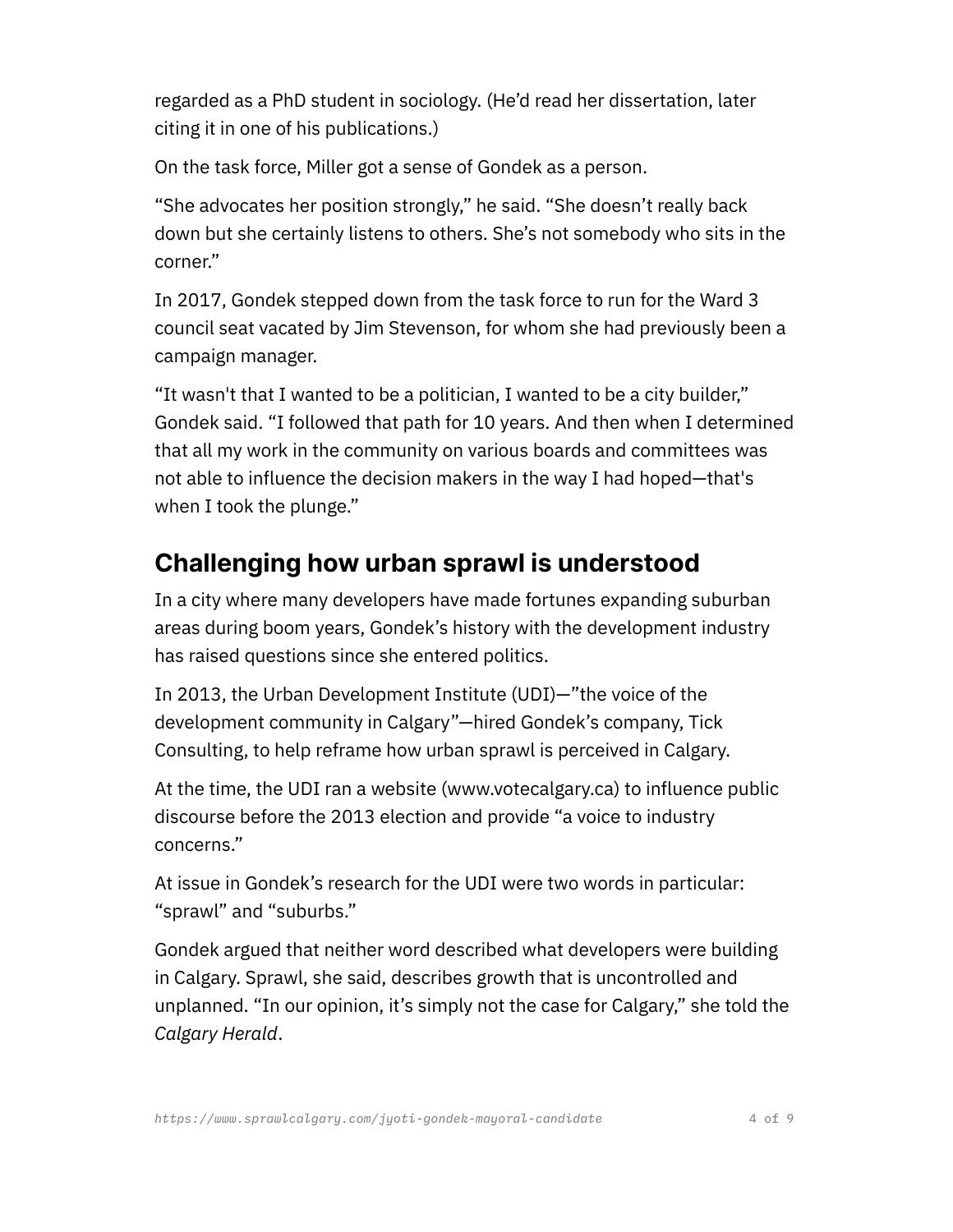regarded as a PhD student in sociology. (He'd read her dissertation, later citing it in one of his publications.)

On the task force, Miller got a sense of Gondek as a person.

"She advocates her position strongly," he said. "She doesn't really back down but she certainly listens to others. She's not somebody who sits in the corner."

In 2017, Gondek stepped down from the task force to run for the Ward 3 council seat vacated by Jim Stevenson, for whom she had previously been a campaign manager.

"It wasn't that I wanted to be a politician, I wanted to be a city builder," Gondek said. "I followed that path for 10 years. And then when I determined that all my work in the community on various boards and committees was not able to influence the decision makers in the way I had hoped—that's when I took the plunge."

## Challenging how urban sprawl is understood

In a city where many developers have made fortunes expanding suburban areas during boom years, Gondek's history with the development industry has raised questions since she entered politics.

In 2013, the Urban Development Institute (UDI)—"the voice of the development community in Calgary"—hired Gondek's company, Tick Consulting, to help reframe how urban sprawl is perceived in Calgary.

At the time, the UDI ran a website (www.votecalgary.ca) to influence public discourse before the 2013 election and provide "a voice to industry concerns."

At issue in Gondek's research for the UDI were two words in particular: "sprawl" and "suburbs."

Gondek argued that neither word described what developers were building in Calgary. Sprawl, she said, describes growth that is uncontrolled and unplanned. "In our opinion, it's simply not the case for Calgary," she told the *Calgary Herald*.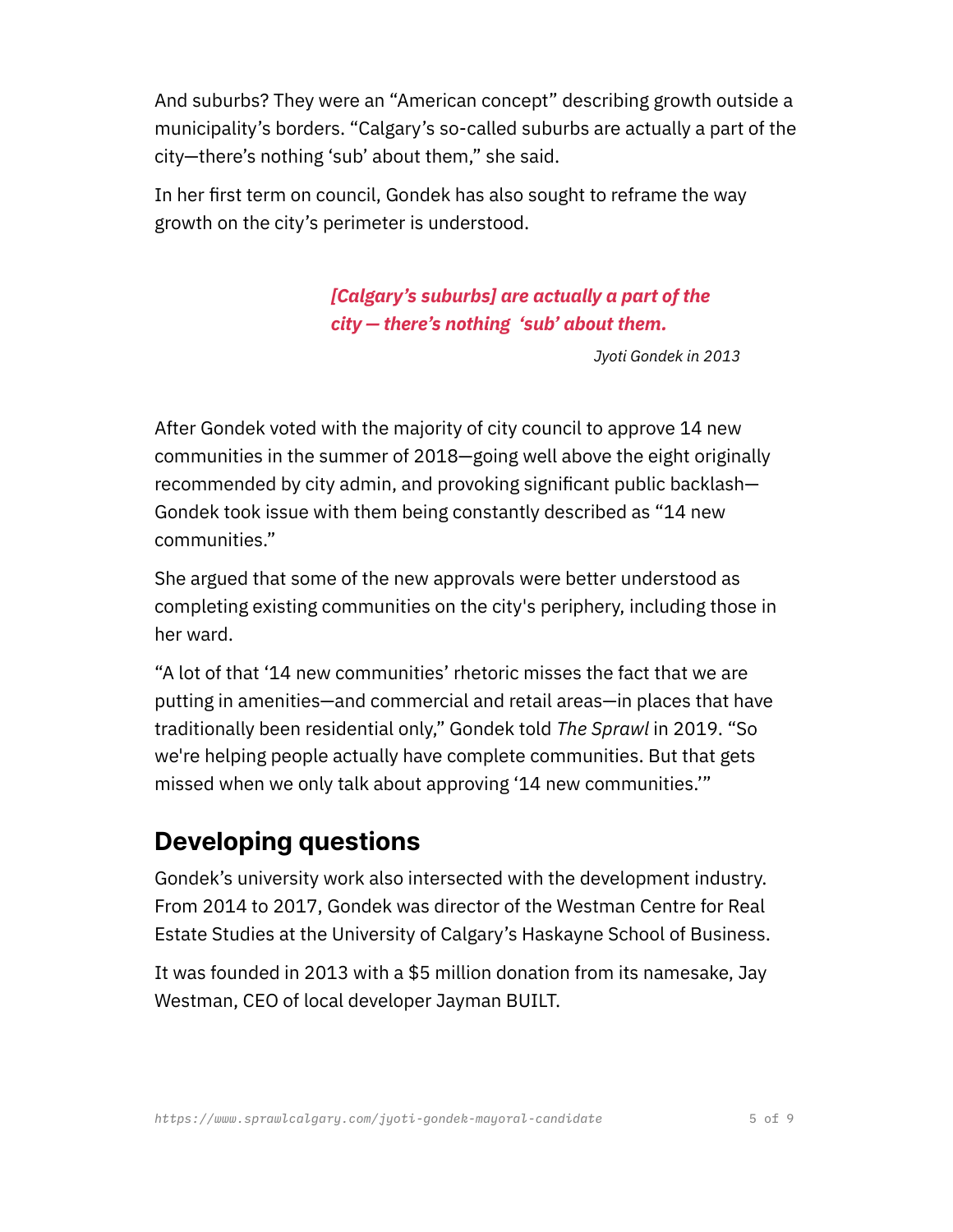And suburbs? They were an “American concept” describing growth outside a municipality’s borders. “Calgary’s so-called suburbs are actually a part of the city—there’s nothing ‘sub’ about them,” she said.

In her first term on council, Gondek has also sought to reframe the way growth on the city’s perimeter is understood.

> ***[Calgary’s suburbs] are actually a part of the city — there’s nothing ‘sub’ about them.***
>
> *Jyoti Gondek in 2013*

After Gondek voted with the majority of city council to approve 14 new communities in the summer of 2018—going well above the eight originally recommended by city admin, and provoking significant public backlash—Gondek took issue with them being constantly described as “14 new communities.”

She argued that some of the new approvals were better understood as completing existing communities on the city's periphery, including those in her ward.

“A lot of that ‘14 new communities’ rhetoric misses the fact that we are putting in amenities—and commercial and retail areas—in places that have traditionally been residential only,” Gondek told *The Sprawl* in 2019. “So we're helping people actually have complete communities. But that gets missed when we only talk about approving ‘14 new communities.’”

## Developing questions

Gondek’s university work also intersected with the development industry. From 2014 to 2017, Gondek was director of the Westman Centre for Real Estate Studies at the University of Calgary’s Haskayne School of Business.

It was founded in 2013 with a $5 million donation from its namesake, Jay Westman, CEO of local developer Jayman BUILT.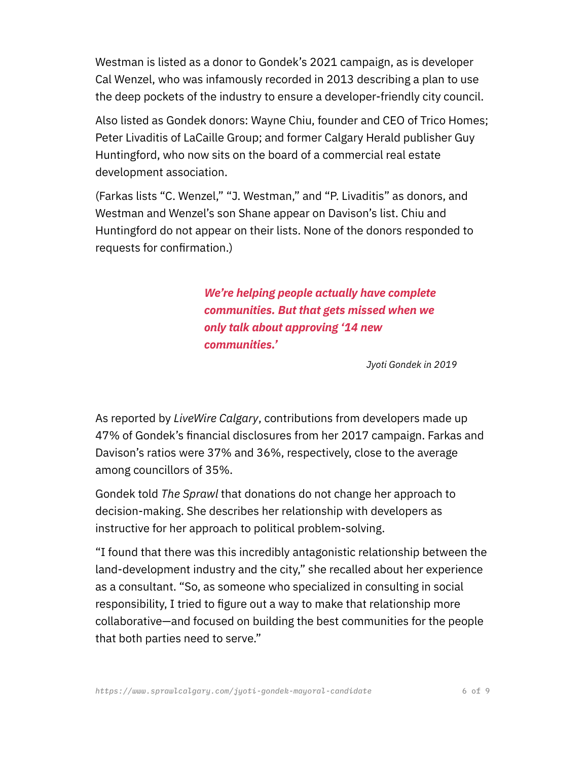Westman is listed as a donor to Gondek's 2021 campaign, as is developer Cal Wenzel, who was infamously recorded in 2013 describing a plan to use the deep pockets of the industry to ensure a developer-friendly city council.

Also listed as Gondek donors: Wayne Chiu, founder and CEO of Trico Homes; Peter Livaditis of LaCaille Group; and former Calgary Herald publisher Guy Huntingford, who now sits on the board of a commercial real estate development association.

(Farkas lists "C. Wenzel," "J. Westman," and "P. Livaditis" as donors, and Westman and Wenzel's son Shane appear on Davison's list. Chiu and Huntingford do not appear on their lists. None of the donors responded to requests for confirmation.)

> ***We're helping people actually have complete communities. But that gets missed when we only talk about approving '14 new communities.'***
>
> *Jyoti Gondek in 2019*

As reported by *LiveWire Calgary*, contributions from developers made up 47% of Gondek's financial disclosures from her 2017 campaign. Farkas and Davison's ratios were 37% and 36%, respectively, close to the average among councillors of 35%.

Gondek told *The Sprawl* that donations do not change her approach to decision-making. She describes her relationship with developers as instructive for her approach to political problem-solving.

"I found that there was this incredibly antagonistic relationship between the land-development industry and the city," she recalled about her experience as a consultant. "So, as someone who specialized in consulting in social responsibility, I tried to figure out a way to make that relationship more collaborative—and focused on building the best communities for the people that both parties need to serve."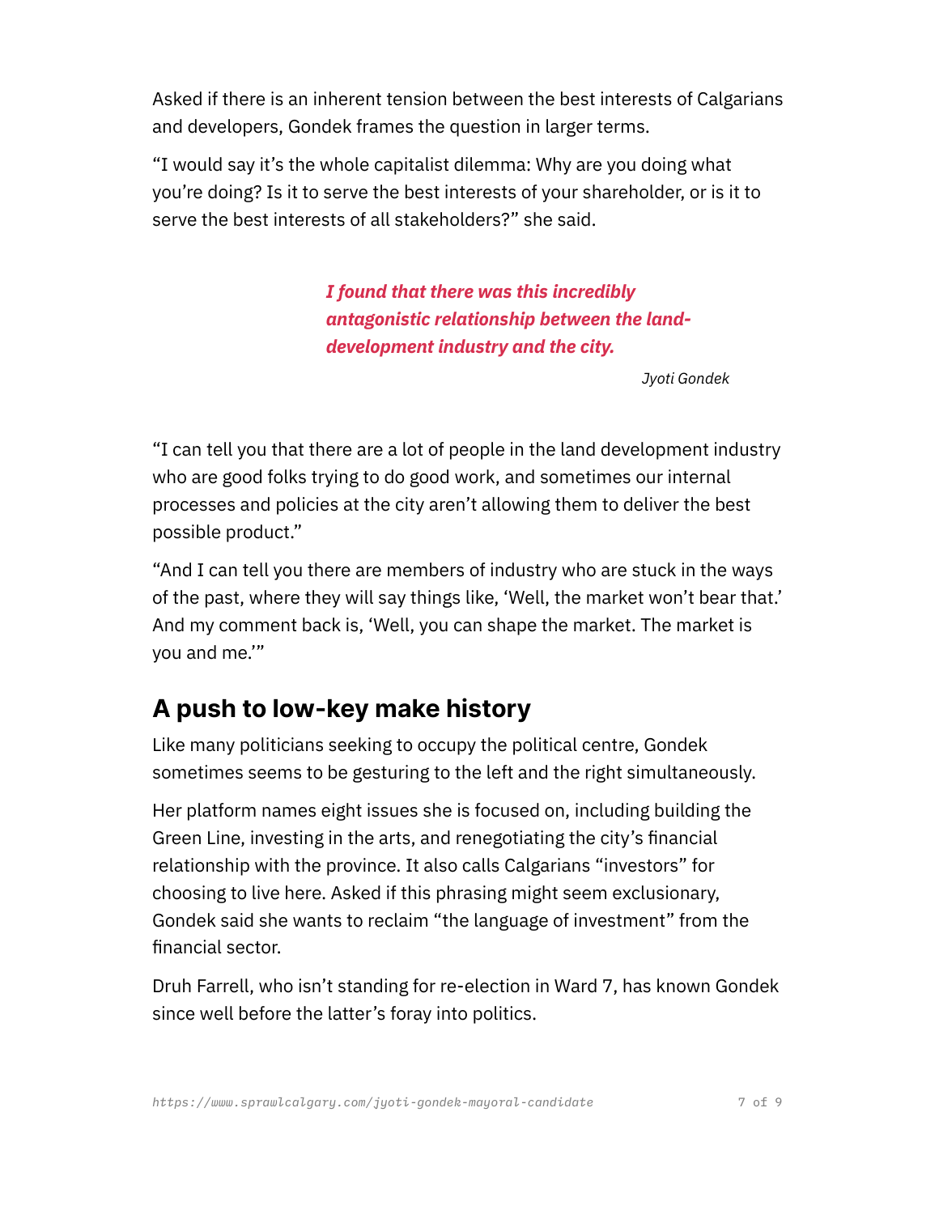Asked if there is an inherent tension between the best interests of Calgarians and developers, Gondek frames the question in larger terms.

“I would say it’s the whole capitalist dilemma: Why are you doing what you’re doing? Is it to serve the best interests of your shareholder, or is it to serve the best interests of all stakeholders?” she said.

> ***I found that there was this incredibly antagonistic relationship between the land-development industry and the city.***
>
> *Jyoti Gondek*

“I can tell you that there are a lot of people in the land development industry who are good folks trying to do good work, and sometimes our internal processes and policies at the city aren’t allowing them to deliver the best possible product.”

“And I can tell you there are members of industry who are stuck in the ways of the past, where they will say things like, ‘Well, the market won’t bear that.’ And my comment back is, ‘Well, you can shape the market. The market is you and me.’”

## A push to low-key make history

Like many politicians seeking to occupy the political centre, Gondek sometimes seems to be gesturing to the left and the right simultaneously.

Her platform names eight issues she is focused on, including building the Green Line, investing in the arts, and renegotiating the city’s financial relationship with the province. It also calls Calgarians “investors” for choosing to live here. Asked if this phrasing might seem exclusionary, Gondek said she wants to reclaim “the language of investment” from the financial sector.

Druh Farrell, who isn’t standing for re-election in Ward 7, has known Gondek since well before the latter’s foray into politics.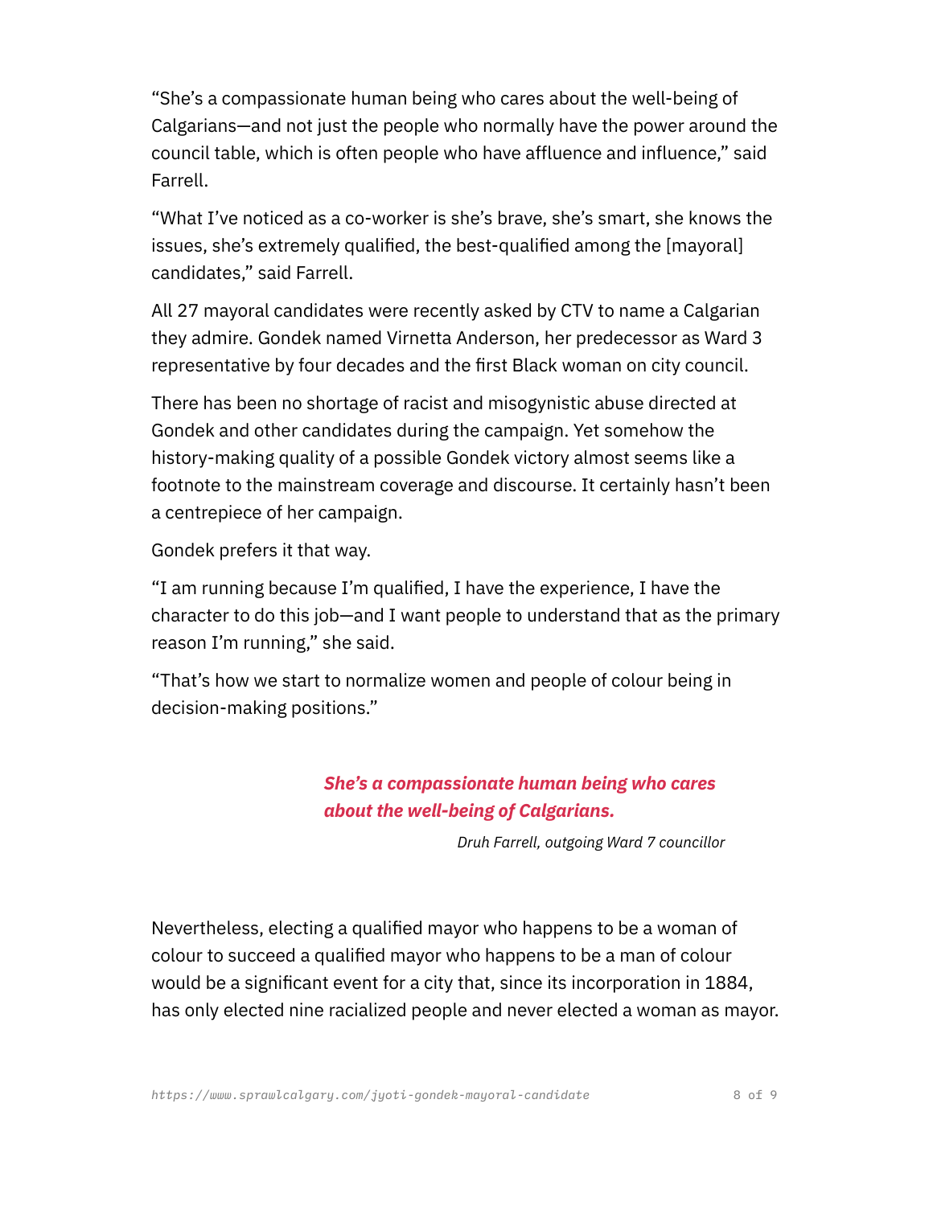"She's a compassionate human being who cares about the well-being of Calgarians—and not just the people who normally have the power around the council table, which is often people who have affluence and influence," said Farrell.

"What I've noticed as a co-worker is she's brave, she's smart, she knows the issues, she's extremely qualified, the best-qualified among the [mayoral] candidates," said Farrell.

All 27 mayoral candidates were recently asked by CTV to name a Calgarian they admire. Gondek named Virnetta Anderson, her predecessor as Ward 3 representative by four decades and the first Black woman on city council.

There has been no shortage of racist and misogynistic abuse directed at Gondek and other candidates during the campaign. Yet somehow the history-making quality of a possible Gondek victory almost seems like a footnote to the mainstream coverage and discourse. It certainly hasn't been a centrepiece of her campaign.

Gondek prefers it that way.

"I am running because I'm qualified, I have the experience, I have the character to do this job—and I want people to understand that as the primary reason I'm running," she said.

"That's how we start to normalize women and people of colour being in decision-making positions."

> ***She's a compassionate human being who cares about the well-being of Calgarians.***
>
> *Druh Farrell, outgoing Ward 7 councillor*

Nevertheless, electing a qualified mayor who happens to be a woman of colour to succeed a qualified mayor who happens to be a man of colour would be a significant event for a city that, since its incorporation in 1884, has only elected nine racialized people and never elected a woman as mayor.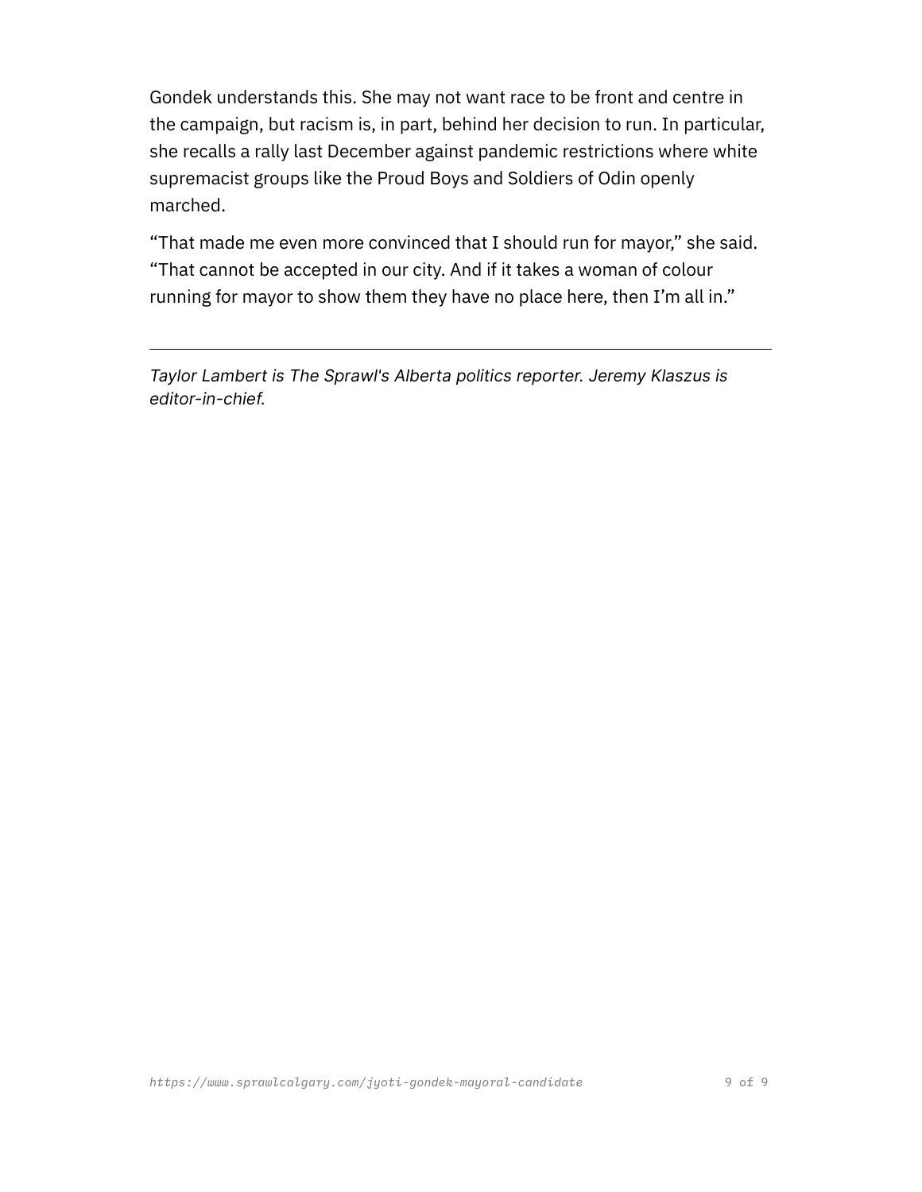Gondek understands this. She may not want race to be front and centre in the campaign, but racism is, in part, behind her decision to run. In particular, she recalls a rally last December against pandemic restrictions where white supremacist groups like the Proud Boys and Soldiers of Odin openly marched.

“That made me even more convinced that I should run for mayor,” she said. “That cannot be accepted in our city. And if it takes a woman of colour running for mayor to show them they have no place here, then I’m all in.”

---

*Taylor Lambert is The Sprawl's Alberta politics reporter. Jeremy Klaszus is editor-in-chief.*